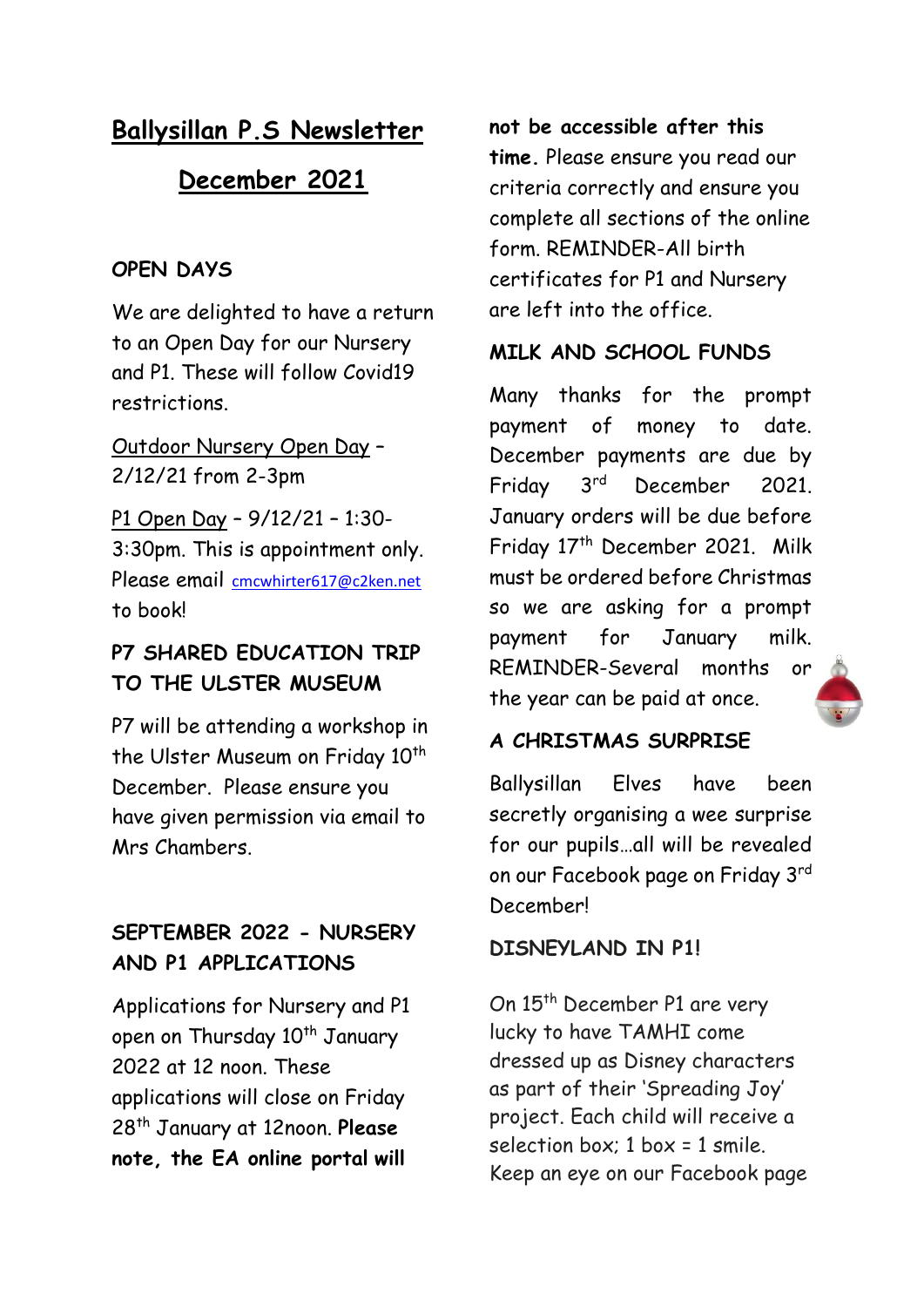# Ballysillan P.S Newsletter

# December 2021

## OPEN DAYS

We are delighted to have a return to an Open Day for our Nursery and P1. These will follow Covid19 restrictions.

Outdoor Nursery Open Day – 2/12/21 from 2-3pm

P1 Open Day – 9/12/21 – 1:30-3:30pm. This is appointment only. Please email cmcwhirter617@c2ken.net to book!

## P7 SHARED EDUCATION TRIP TO THE ULSTER MUSEUM

P7 will be attending a workshop in the Ulster Museum on Friday 10th December. Please ensure you have given permission via email to Mrs Chambers.

## SEPTEMBER 2022 - NURSERY AND P1 APPLICATIONS

Applications for Nursery and P1 open on Thursday 10th January 2022 at 12 noon. These applications will close on Friday 28th January at 12noon. **Please note, the EA online portal will not be accessible after this time.** Please ensure you read our criteria correctly and ensure you complete all sections of the online form. REMINDER-All birth certificates for P1 and Nursery are left into the office.

## MILK AND SCHOOL FUNDS

Many thanks for the prompt payment of money to date. December payments are due by Friday 3rd December 2021. January orders will be due before Friday 17th December 2021. Milk must be ordered before Christmas so we are asking for a prompt payment for January milk. REMINDER-Several months or the year can be paid at once.

## A CHRISTMAS SURPRISE

Ballysillan Elves have been secretly organising a wee surprise for our pupils…all will be revealed on our Facebook page on Friday 3rd December!

## DISNEYLAND IN P1!

On 15th December P1 are very lucky to have TAMHI come dressed up as Disney characters as part of their 'Spreading Joy' project. Each child will receive a selection box; 1 box = 1 smile. Keep an eye on our Facebook page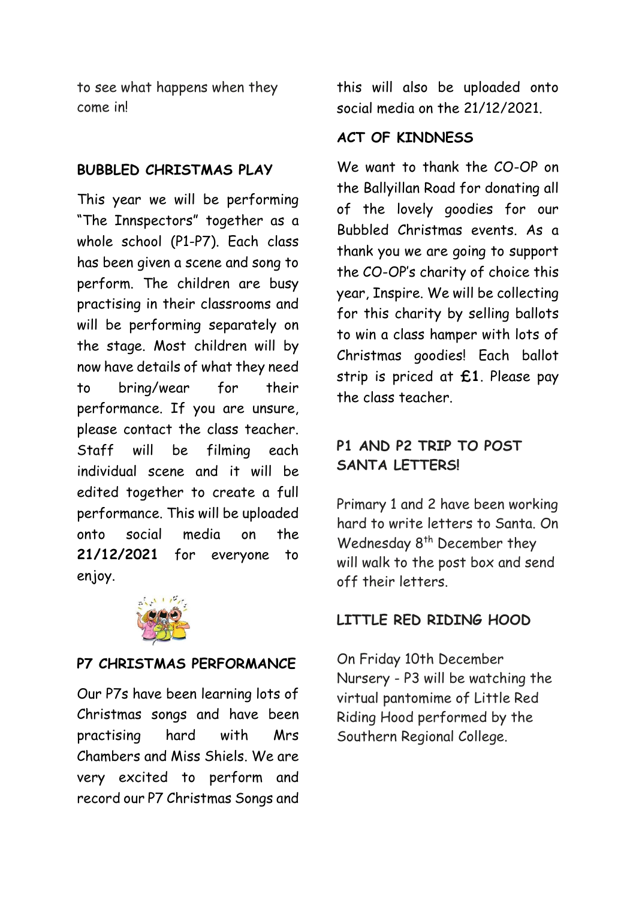to see what happens when they come in!

## BUBBLED CHRISTMAS PLAY

This year we will be performing "The Innspectors" together as a whole school (P1-P7). Each class has been given a scene and song to perform. The children are busy practising in their classrooms and will be performing separately on the stage. Most children will by now have details of what they need to bring/wear for their performance. If you are unsure, please contact the class teacher. Staff will be filming each individual scene and it will be edited together to create a full performance. This will be uploaded onto social media on the **21/12/2021** for everyone to enjoy.

## P7 CHRISTMAS PERFORMANCE

Our P7s have been learning lots of Christmas songs and have been practising hard with Mrs Chambers and Miss Shiels. We are very excited to perform and record our P7 Christmas Songs and this will also be uploaded onto social media on the 21/12/2021.

## ACT OF KINDNESS

We want to thank the CO-OP on the Ballyillan Road for donating all of the lovely goodies for our Bubbled Christmas events. As a thank you we are going to support the CO-OP's charity of choice this year, Inspire. We will be collecting for this charity by selling ballots to win a class hamper with lots of Christmas goodies! Each ballot strip is priced at **£1**. Please pay the class teacher.

## P1 AND P2 TRIP TO POST SANTA LETTERS!

Primary 1 and 2 have been working hard to write letters to Santa. On Wednesday 8th December they will walk to the post box and send off their letters.

## LITTLE RED RIDING HOOD

On Friday 10th December Nursery - P3 will be watching the virtual pantomime of Little Red Riding Hood performed by the Southern Regional College.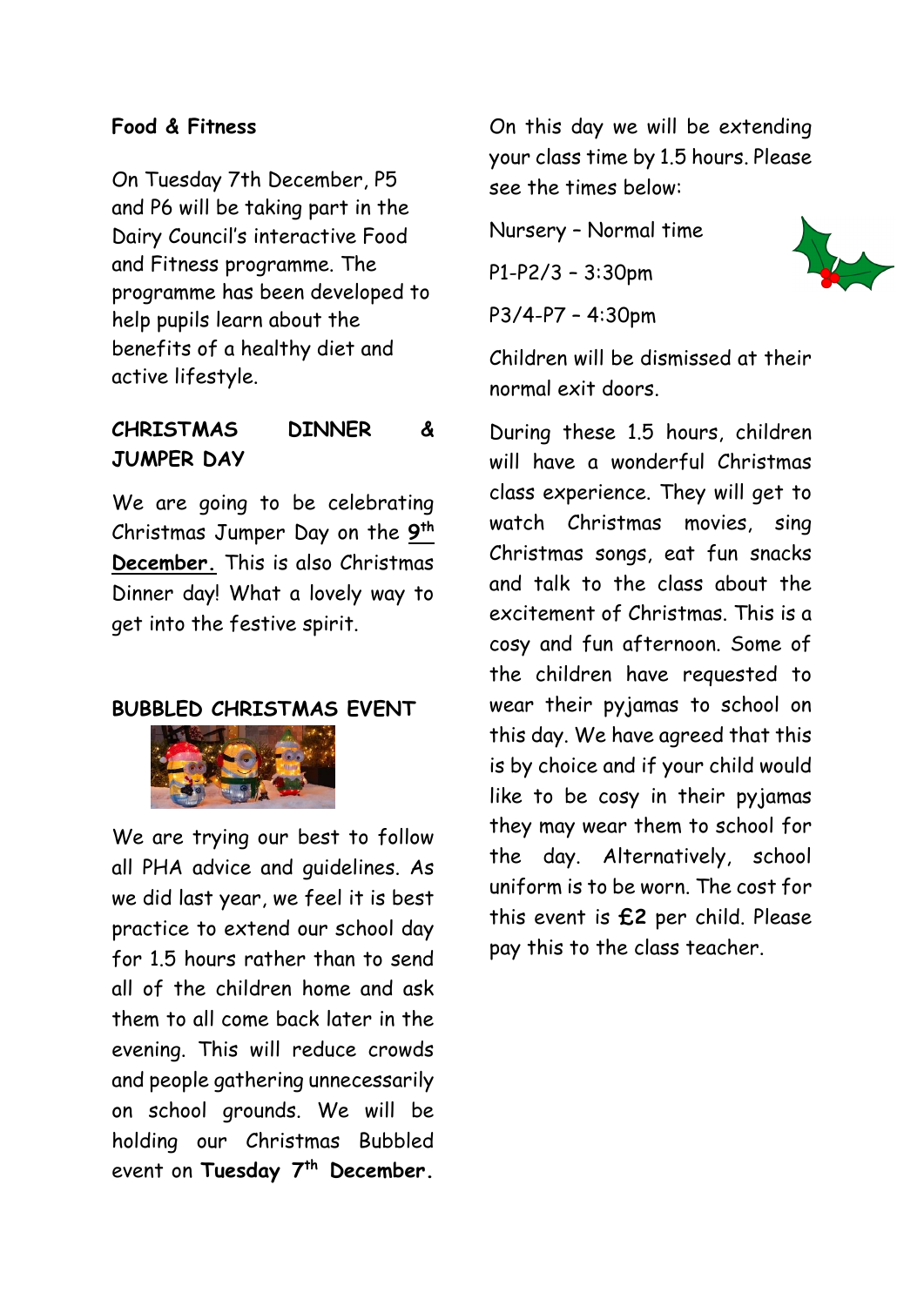**Food & Fitness**

On Tuesday 7th December, P5 and P6 will be taking part in the Dairy Council's interactive Food and Fitness programme. The programme has been developed to help pupils learn about the benefits of a healthy diet and active lifestyle.

**CHRISTMAS DINNER & JUMPER DAY**

We are going to be celebrating Christmas Jumper Day on the **9th December.** This is also Christmas Dinner day! What a lovely way to get into the festive spirit.

**BUBBLED CHRISTMAS EVENT**

We are trying our best to follow all PHA advice and guidelines. As we did last year, we feel it is best practice to extend our school day for 1.5 hours rather than to send all of the children home and ask them to all come back later in the evening. This will reduce crowds and people gathering unnecessarily on school grounds. We will be holding our Christmas Bubbled event on **Tuesday 7th December.**

On this day we will be extending your class time by 1.5 hours. Please see the times below:

Nursery – Normal time

P1-P2/3 – 3:30pm

P3/4-P7 – 4:30pm

Children will be dismissed at their normal exit doors.

During these 1.5 hours, children will have a wonderful Christmas class experience. They will get to watch Christmas movies, sing Christmas songs, eat fun snacks and talk to the class about the excitement of Christmas. This is a cosy and fun afternoon. Some of the children have requested to wear their pyjamas to school on this day. We have agreed that this is by choice and if your child would like to be cosy in their pyjamas they may wear them to school for the day. Alternatively, school uniform is to be worn. The cost for this event is **£2** per child. Please pay this to the class teacher.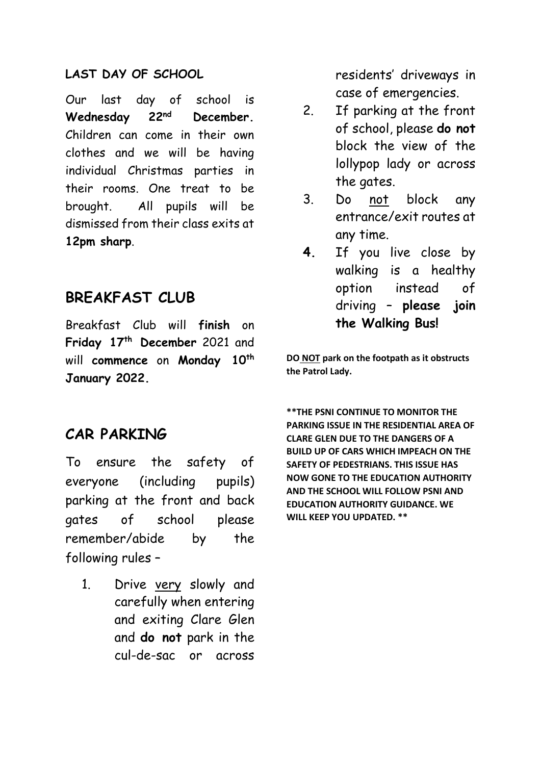## LAST DAY OF SCHOOL

Our last day of school is **Wednesday 22nd December.** Children can come in their own clothes and we will be having individual Christmas parties in their rooms. One treat to be brought. All pupils will be dismissed from their class exits at **12pm sharp**.

## BREAKFAST CLUB

Breakfast Club will **finish** on **Friday 17th December** 2021 and will **commence** on **Monday 10th January 2022.**

## CAR PARKING

To ensure the safety of everyone (including pupils) parking at the front and back gates of school please remember/abide by the following rules –

1. Drive very slowly and carefully when entering and exiting Clare Glen and **do not** park in the cul-de-sac or across residents' driveways in case of emergencies.
2. If parking at the front of school, please **do not** block the view of the lollypop lady or across the gates.
3. Do not block any entrance/exit routes at any time.
4. If you live close by walking is a healthy option instead of driving – **please join the Walking Bus!**

**DO NOT park on the footpath as it obstructs the Patrol Lady.**

**\*\*THE PSNI CONTINUE TO MONITOR THE PARKING ISSUE IN THE RESIDENTIAL AREA OF CLARE GLEN DUE TO THE DANGERS OF A BUILD UP OF CARS WHICH IMPEACH ON THE SAFETY OF PEDESTRIANS. THIS ISSUE HAS NOW GONE TO THE EDUCATION AUTHORITY AND THE SCHOOL WILL FOLLOW PSNI AND EDUCATION AUTHORITY GUIDANCE. WE WILL KEEP YOU UPDATED. \*\***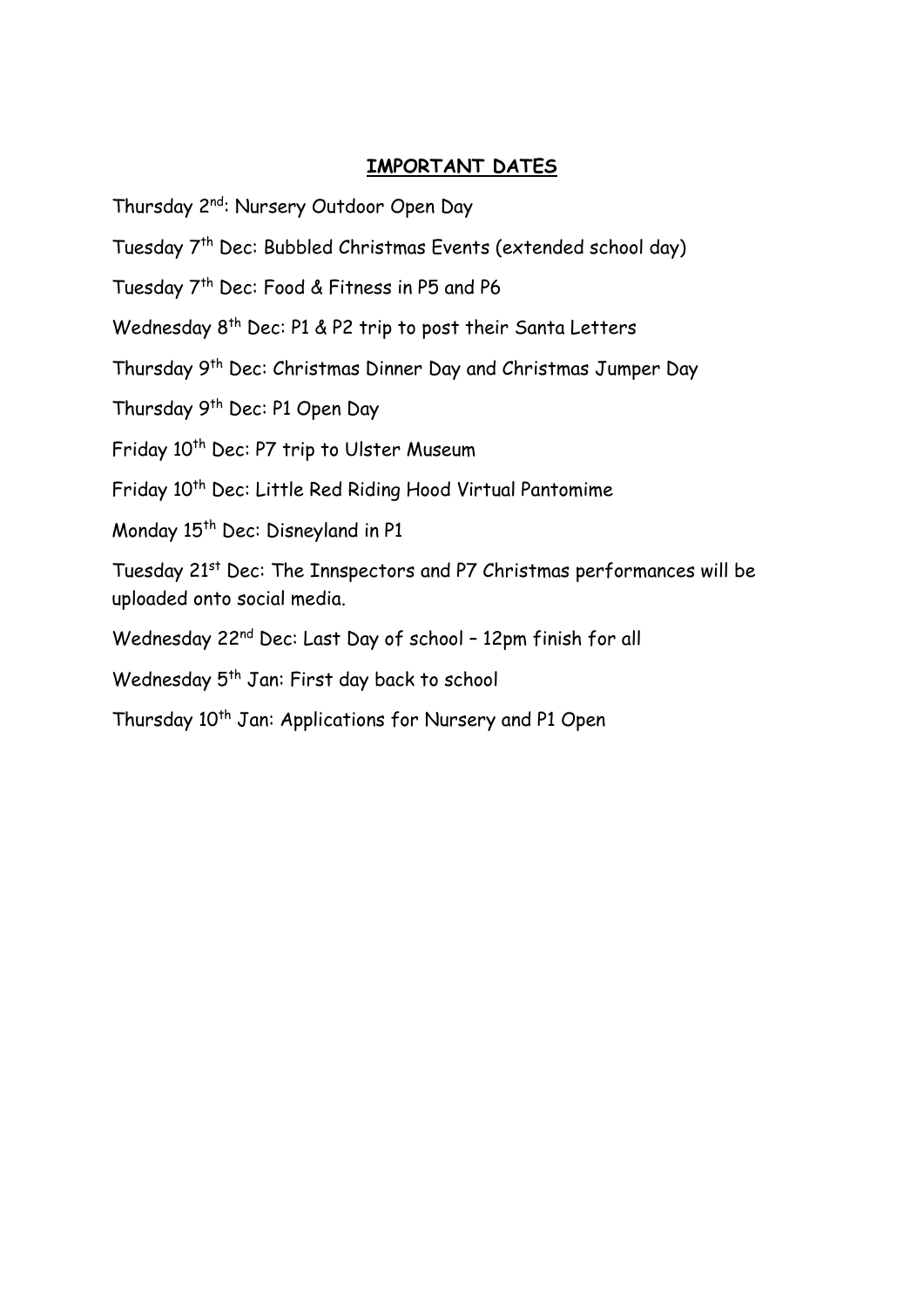# **IMPORTANT DATES**

Thursday 2nd: Nursery Outdoor Open Day

Tuesday 7th Dec: Bubbled Christmas Events (extended school day)

Tuesday 7th Dec: Food & Fitness in P5 and P6

Wednesday 8th Dec: P1 & P2 trip to post their Santa Letters

Thursday 9th Dec: Christmas Dinner Day and Christmas Jumper Day

Thursday 9th Dec: P1 Open Day

Friday 10th Dec: P7 trip to Ulster Museum

Friday 10th Dec: Little Red Riding Hood Virtual Pantomime

Monday 15th Dec: Disneyland in P1

Tuesday 21st Dec: The Innspectors and P7 Christmas performances will be uploaded onto social media.

Wednesday 22nd Dec: Last Day of school – 12pm finish for all

Wednesday 5th Jan: First day back to school

Thursday 10th Jan: Applications for Nursery and P1 Open